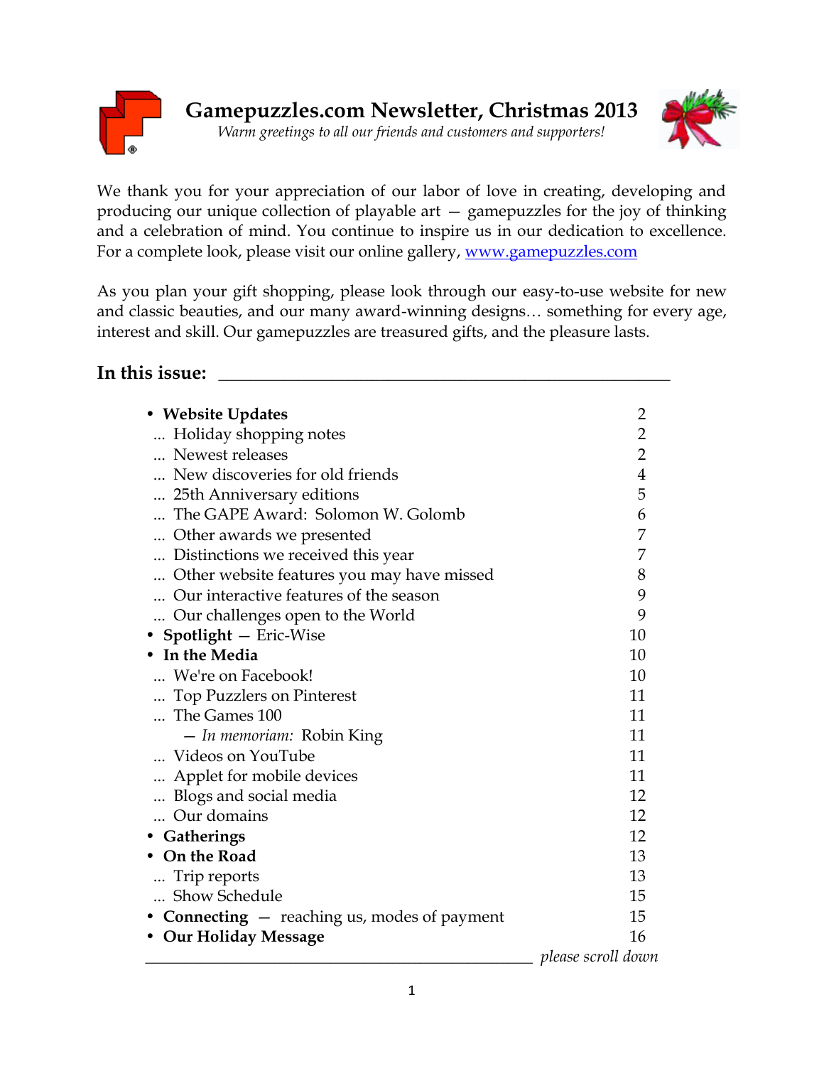# Gamepuzzles.com Newsletter, Christmas 2013

*Warm greetings to all our friends and customers and supporters!*

We thank you for your appreciation of our labor of love in creating, developing and producing our unique collection of playable art — gamepuzzles for the joy of thinking and a celebration of mind. You continue to inspire us in our dedication to excellence. For a complete look, please visit our online gallery, www.gamepuzzles.com

As you plan your gift shopping, please look through our easy-to-use website for new and classic beauties, and our many award-winning designs… something for every age, interest and skill. Our gamepuzzles are treasured gifts, and the pleasure lasts.

## In this issue:

- **Website Updates** 2
  - ... Holiday shopping notes 2
  - ... Newest releases 2
  - ... New discoveries for old friends 4
  - ... 25th Anniversary editions 5
  - ... The GAPE Award: Solomon W. Golomb 6
  - ... Other awards we presented 7
  - ... Distinctions we received this year 7
  - ... Other website features you may have missed 8
  - ... Our interactive features of the season 9
  - ... Our challenges open to the World 9
- **Spotlight** — Eric-Wise 10
- **In the Media** 10
  - ... We're on Facebook! 10
  - ... Top Puzzlers on Pinterest 11
  - ... The Games 100 11
    - — *In memoriam:* Robin King 11
  - ... Videos on YouTube 11
  - ... Applet for mobile devices 11
  - ... Blogs and social media 12
  - ... Our domains 12
- **Gatherings** 12
- **On the Road** 13
  - ... Trip reports 13
  - ... Show Schedule 15
- **Connecting** — reaching us, modes of payment 15
- **Our Holiday Message** 16

*please scroll down*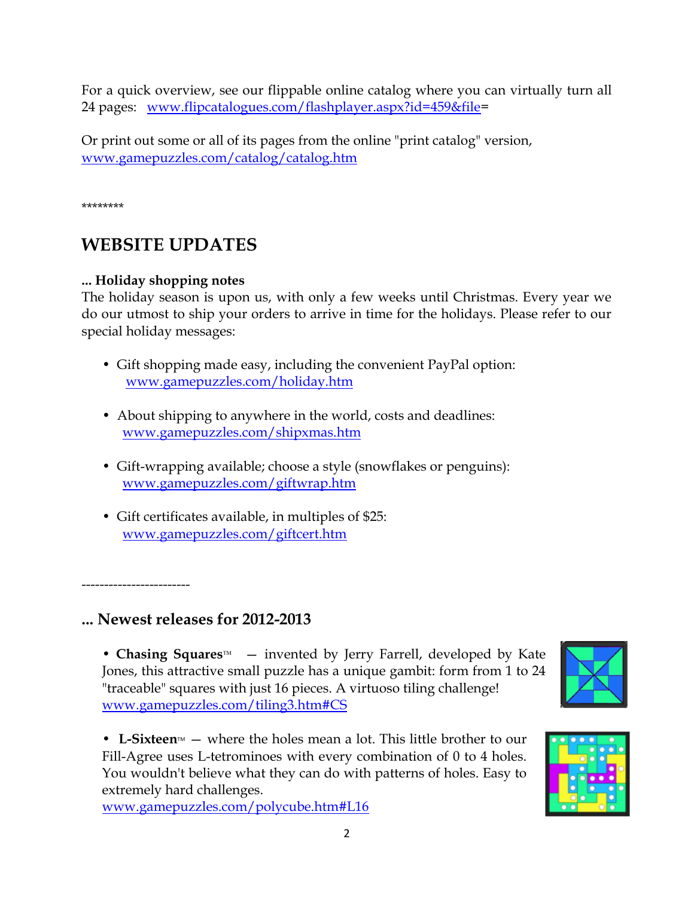For a quick overview, see our flippable online catalog where you can virtually turn all 24 pages: www.flipcatalogues.com/flashplayer.aspx?id=459&file=

Or print out some or all of its pages from the online "print catalog" version, www.gamepuzzles.com/catalog/catalog.htm

********

## WEBSITE UPDATES

**... Holiday shopping notes**

The holiday season is upon us, with only a few weeks until Christmas. Every year we do our utmost to ship your orders to arrive in time for the holidays. Please refer to our special holiday messages:

- Gift shopping made easy, including the convenient PayPal option: www.gamepuzzles.com/holiday.htm
- About shipping to anywhere in the world, costs and deadlines: www.gamepuzzles.com/shipxmas.htm
- Gift-wrapping available; choose a style (snowflakes or penguins): www.gamepuzzles.com/giftwrap.htm
- Gift certificates available, in multiples of $25: www.gamepuzzles.com/giftcert.htm

------------------------

### ... Newest releases for 2012-2013

- **Chasing Squares**™ — invented by Jerry Farrell, developed by Kate Jones, this attractive small puzzle has a unique gambit: form from 1 to 24 "traceable" squares with just 16 pieces. A virtuoso tiling challenge! www.gamepuzzles.com/tiling3.htm#CS

- **L-Sixteen**™ — where the holes mean a lot. This little brother to our Fill-Agree uses L-tetrominoes with every combination of 0 to 4 holes. You wouldn't believe what they can do with patterns of holes. Easy to extremely hard challenges. www.gamepuzzles.com/polycube.htm#L16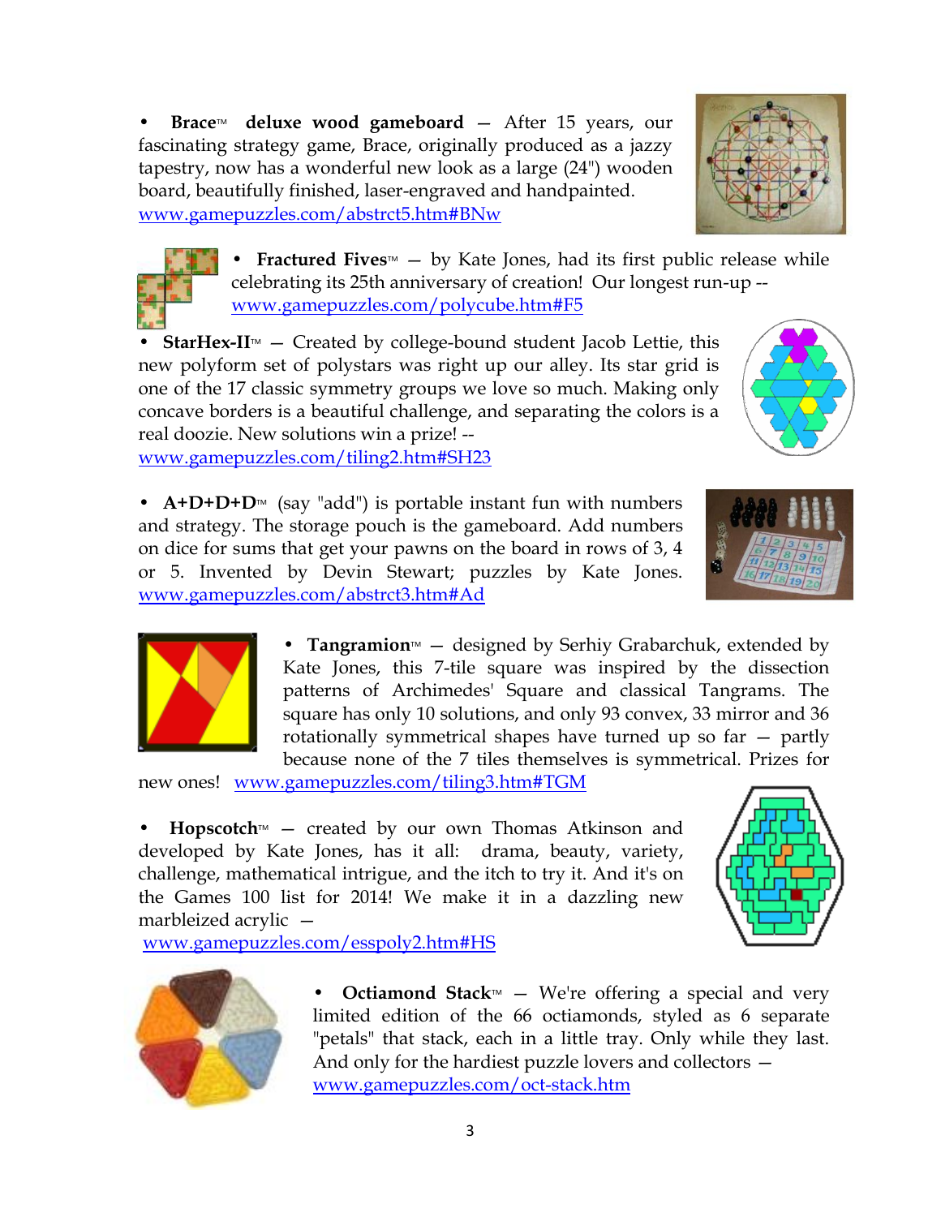- **Brace™ deluxe wood gameboard** — After 15 years, our fascinating strategy game, Brace, originally produced as a jazzy tapestry, now has a wonderful new look as a large (24") wooden board, beautifully finished, laser-engraved and handpainted. [www.gamepuzzles.com/abstrct5.htm#BNw](http://www.gamepuzzles.com/abstrct5.htm#BNw)

- **Fractured Fives™** — by Kate Jones, had its first public release while celebrating its 25th anniversary of creation! Our longest run-up -- [www.gamepuzzles.com/polycube.htm#F5](http://www.gamepuzzles.com/polycube.htm#F5)

- **StarHex-II™** — Created by college-bound student Jacob Lettie, this new polyform set of polystars was right up our alley. Its star grid is one of the 17 classic symmetry groups we love so much. Making only concave borders is a beautiful challenge, and separating the colors is a real doozie. New solutions win a prize! -- [www.gamepuzzles.com/tiling2.htm#SH23](http://www.gamepuzzles.com/tiling2.htm#SH23)

- **A+D+D+D™** (say "add") is portable instant fun with numbers and strategy. The storage pouch is the gameboard. Add numbers on dice for sums that get your pawns on the board in rows of 3, 4 or 5. Invented by Devin Stewart; puzzles by Kate Jones. [www.gamepuzzles.com/abstrct3.htm#Ad](http://www.gamepuzzles.com/abstrct3.htm#Ad)

- **Tangramion™** — designed by Serhiy Grabarchuk, extended by Kate Jones, this 7-tile square was inspired by the dissection patterns of Archimedes' Square and classical Tangrams. The square has only 10 solutions, and only 93 convex, 33 mirror and 36 rotationally symmetrical shapes have turned up so far — partly because none of the 7 tiles themselves is symmetrical. Prizes for new ones! [www.gamepuzzles.com/tiling3.htm#TGM](http://www.gamepuzzles.com/tiling3.htm#TGM)

- **Hopscotch™** — created by our own Thomas Atkinson and developed by Kate Jones, has it all: drama, beauty, variety, challenge, mathematical intrigue, and the itch to try it. And it's on the Games 100 list for 2014! We make it in a dazzling new marbleized acrylic — [www.gamepuzzles.com/esspoly2.htm#HS](http://www.gamepuzzles.com/esspoly2.htm#HS)

- **Octiamond Stack™** — We're offering a special and very limited edition of the 66 octiamonds, styled as 6 separate "petals" that stack, each in a little tray. Only while they last. And only for the hardiest puzzle lovers and collectors — [www.gamepuzzles.com/oct-stack.htm](http://www.gamepuzzles.com/oct-stack.htm)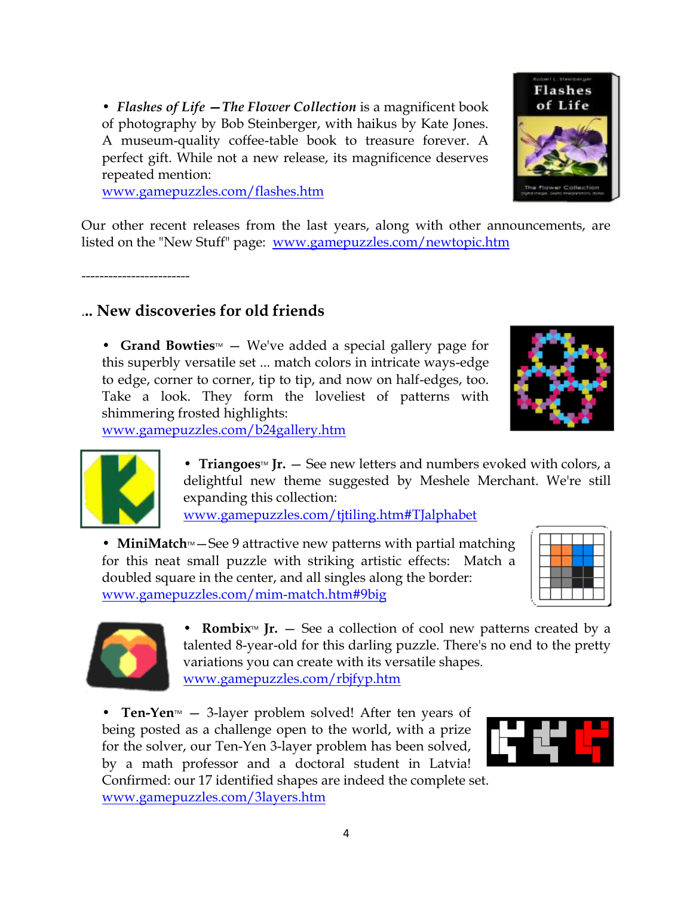- *Flashes of Life — The Flower Collection* is a magnificent book of photography by Bob Steinberger, with haikus by Kate Jones. A museum-quality coffee-table book to treasure forever. A perfect gift. While not a new release, its magnificence deserves repeated mention:
  www.gamepuzzles.com/flashes.htm

Our other recent releases from the last years, along with other announcements, are listed on the "New Stuff" page: www.gamepuzzles.com/newtopic.htm

------------------------

## ... New discoveries for old friends

- **Grand Bowties**™ — We've added a special gallery page for this superbly versatile set ... match colors in intricate ways-edge to edge, corner to corner, tip to tip, and now on half-edges, too. Take a look. They form the loveliest of patterns with shimmering frosted highlights:
  www.gamepuzzles.com/b24gallery.htm

- **Triangoes**™ **Jr.** — See new letters and numbers evoked with colors, a delightful new theme suggested by Meshele Merchant. We're still expanding this collection:
  www.gamepuzzles.com/tjtiling.htm#TJalphabet

- **MiniMatch**™ — See 9 attractive new patterns with partial matching for this neat small puzzle with striking artistic effects: Match a doubled square in the center, and all singles along the border:
  www.gamepuzzles.com/mim-match.htm#9big

- **Rombix**™ **Jr.** — See a collection of cool new patterns created by a talented 8-year-old for this darling puzzle. There's no end to the pretty variations you can create with its versatile shapes.
  www.gamepuzzles.com/rbjfyp.htm

- **Ten-Yen**™ — 3-layer problem solved! After ten years of being posted as a challenge open to the world, with a prize for the solver, our Ten-Yen 3-layer problem has been solved, by a math professor and a doctoral student in Latvia! Confirmed: our 17 identified shapes are indeed the complete set.
  www.gamepuzzles.com/3layers.htm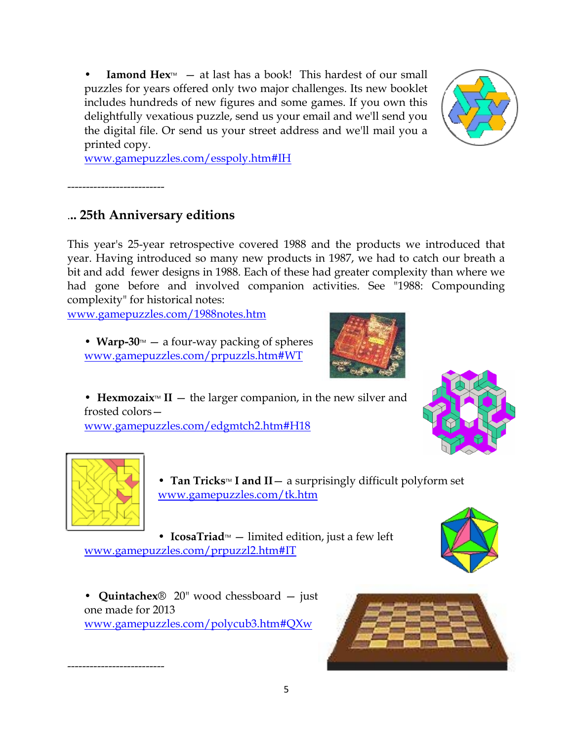- **Iamond Hex**™ — at last has a book! This hardest of our small puzzles for years offered only two major challenges. Its new booklet includes hundreds of new figures and some games. If you own this delightfully vexatious puzzle, send us your email and we'll send you the digital file. Or send us your street address and we'll mail you a printed copy.
  www.gamepuzzles.com/esspoly.htm#IH

--------------------------

## ... 25th Anniversary editions

This year's 25-year retrospective covered 1988 and the products we introduced that year. Having introduced so many new products in 1987, we had to catch our breath a bit and add fewer designs in 1988. Each of these had greater complexity than where we had gone before and involved companion activities. See "1988: Compounding complexity" for historical notes:
www.gamepuzzles.com/1988notes.htm

- **Warp-30**™ — a four-way packing of spheres
  www.gamepuzzles.com/prpuzzls.htm#WT

- **Hexmozaix**™ **II** — the larger companion, in the new silver and frosted colors—
  www.gamepuzzles.com/edgmtch2.htm#H18

- **Tan Tricks**™ **I and II**— a surprisingly difficult polyform set
  www.gamepuzzles.com/tk.htm

- **IcosaTriad**™ — limited edition, just a few left
  www.gamepuzzles.com/prpuzzl2.htm#IT

- **Quintachex**® 20" wood chessboard — just one made for 2013
  www.gamepuzzles.com/polycub3.htm#QXw

--------------------------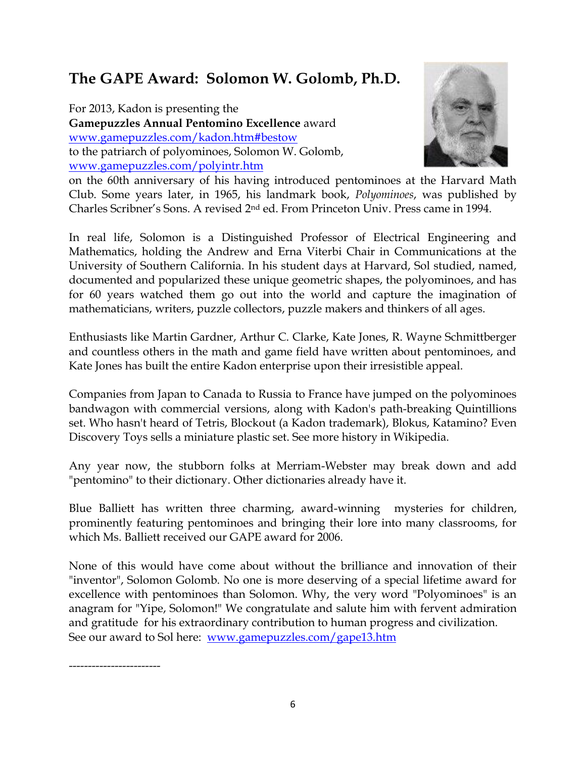## The GAPE Award: Solomon W. Golomb, Ph.D.

For 2013, Kadon is presenting the **Gamepuzzles Annual Pentomino Excellence** award www.gamepuzzles.com/kadon.htm#bestow to the patriarch of polyominoes, Solomon W. Golomb, www.gamepuzzles.com/polyintr.htm on the 60th anniversary of his having introduced pentominoes at the Harvard Math Club. Some years later, in 1965, his landmark book, *Polyominoes*, was published by Charles Scribner's Sons. A revised 2nd ed. From Princeton Univ. Press came in 1994.

In real life, Solomon is a Distinguished Professor of Electrical Engineering and Mathematics, holding the Andrew and Erna Viterbi Chair in Communications at the University of Southern California. In his student days at Harvard, Sol studied, named, documented and popularized these unique geometric shapes, the polyominoes, and has for 60 years watched them go out into the world and capture the imagination of mathematicians, writers, puzzle collectors, puzzle makers and thinkers of all ages.

Enthusiasts like Martin Gardner, Arthur C. Clarke, Kate Jones, R. Wayne Schmittberger and countless others in the math and game field have written about pentominoes, and Kate Jones has built the entire Kadon enterprise upon their irresistible appeal.

Companies from Japan to Canada to Russia to France have jumped on the polyominoes bandwagon with commercial versions, along with Kadon's path-breaking Quintillions set. Who hasn't heard of Tetris, Blockout (a Kadon trademark), Blokus, Katamino? Even Discovery Toys sells a miniature plastic set. See more history in Wikipedia.

Any year now, the stubborn folks at Merriam-Webster may break down and add "pentomino" to their dictionary. Other dictionaries already have it.

Blue Balliett has written three charming, award-winning mysteries for children, prominently featuring pentominoes and bringing their lore into many classrooms, for which Ms. Balliett received our GAPE award for 2006.

None of this would have come about without the brilliance and innovation of their "inventor", Solomon Golomb. No one is more deserving of a special lifetime award for excellence with pentominoes than Solomon. Why, the very word "Polyominoes" is an anagram for "Yipe, Solomon!" We congratulate and salute him with fervent admiration and gratitude for his extraordinary contribution to human progress and civilization. See our award to Sol here: www.gamepuzzles.com/gape13.htm

------------------------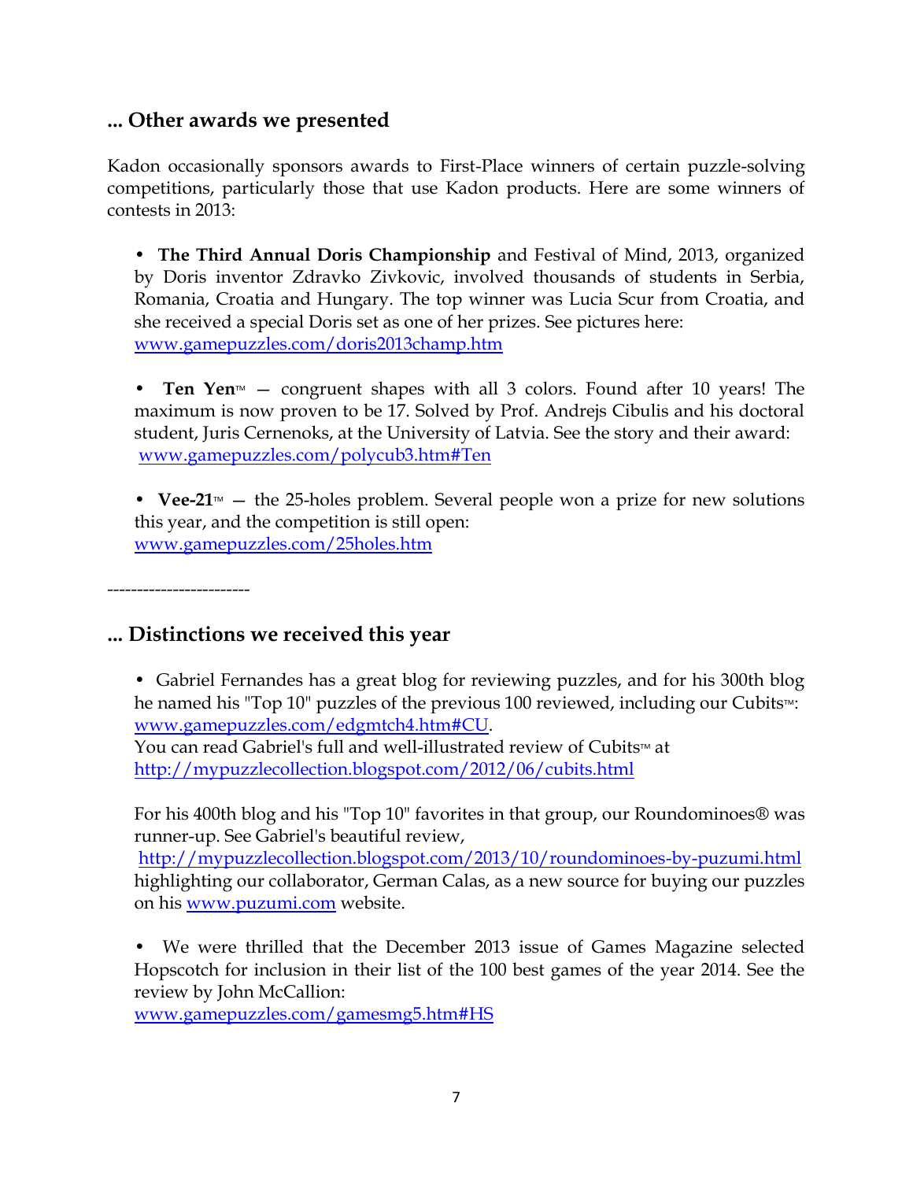## ... Other awards we presented

Kadon occasionally sponsors awards to First-Place winners of certain puzzle-solving competitions, particularly those that use Kadon products. Here are some winners of contests in 2013:

- **The Third Annual Doris Championship** and Festival of Mind, 2013, organized by Doris inventor Zdravko Zivkovic, involved thousands of students in Serbia, Romania, Croatia and Hungary. The top winner was Lucia Scur from Croatia, and she received a special Doris set as one of her prizes. See pictures here: [www.gamepuzzles.com/doris2013champ.htm](www.gamepuzzles.com/doris2013champ.htm)

- **Ten Yen**™ — congruent shapes with all 3 colors. Found after 10 years! The maximum is now proven to be 17. Solved by Prof. Andrejs Cibulis and his doctoral student, Juris Cernenoks, at the University of Latvia. See the story and their award: [www.gamepuzzles.com/polycub3.htm#Ten](www.gamepuzzles.com/polycub3.htm#Ten)

- **Vee-21**™ — the 25-holes problem. Several people won a prize for new solutions this year, and the competition is still open: [www.gamepuzzles.com/25holes.htm](www.gamepuzzles.com/25holes.htm)

------------------------

## ... Distinctions we received this year

- Gabriel Fernandes has a great blog for reviewing puzzles, and for his 300th blog he named his "Top 10" puzzles of the previous 100 reviewed, including our Cubits™: [www.gamepuzzles.com/edgmtch4.htm#CU](www.gamepuzzles.com/edgmtch4.htm#CU).
  You can read Gabriel's full and well-illustrated review of Cubits™ at [http://mypuzzlecollection.blogspot.com/2012/06/cubits.html](http://mypuzzlecollection.blogspot.com/2012/06/cubits.html)

  For his 400th blog and his "Top 10" favorites in that group, our Roundominoes® was runner-up. See Gabriel's beautiful review, [http://mypuzzlecollection.blogspot.com/2013/10/roundominoes-by-puzumi.html](http://mypuzzlecollection.blogspot.com/2013/10/roundominoes-by-puzumi.html) highlighting our collaborator, German Calas, as a new source for buying our puzzles on his [www.puzumi.com](www.puzumi.com) website.

- We were thrilled that the December 2013 issue of Games Magazine selected Hopscotch for inclusion in their list of the 100 best games of the year 2014. See the review by John McCallion: [www.gamepuzzles.com/gamesmg5.htm#HS](www.gamepuzzles.com/gamesmg5.htm#HS)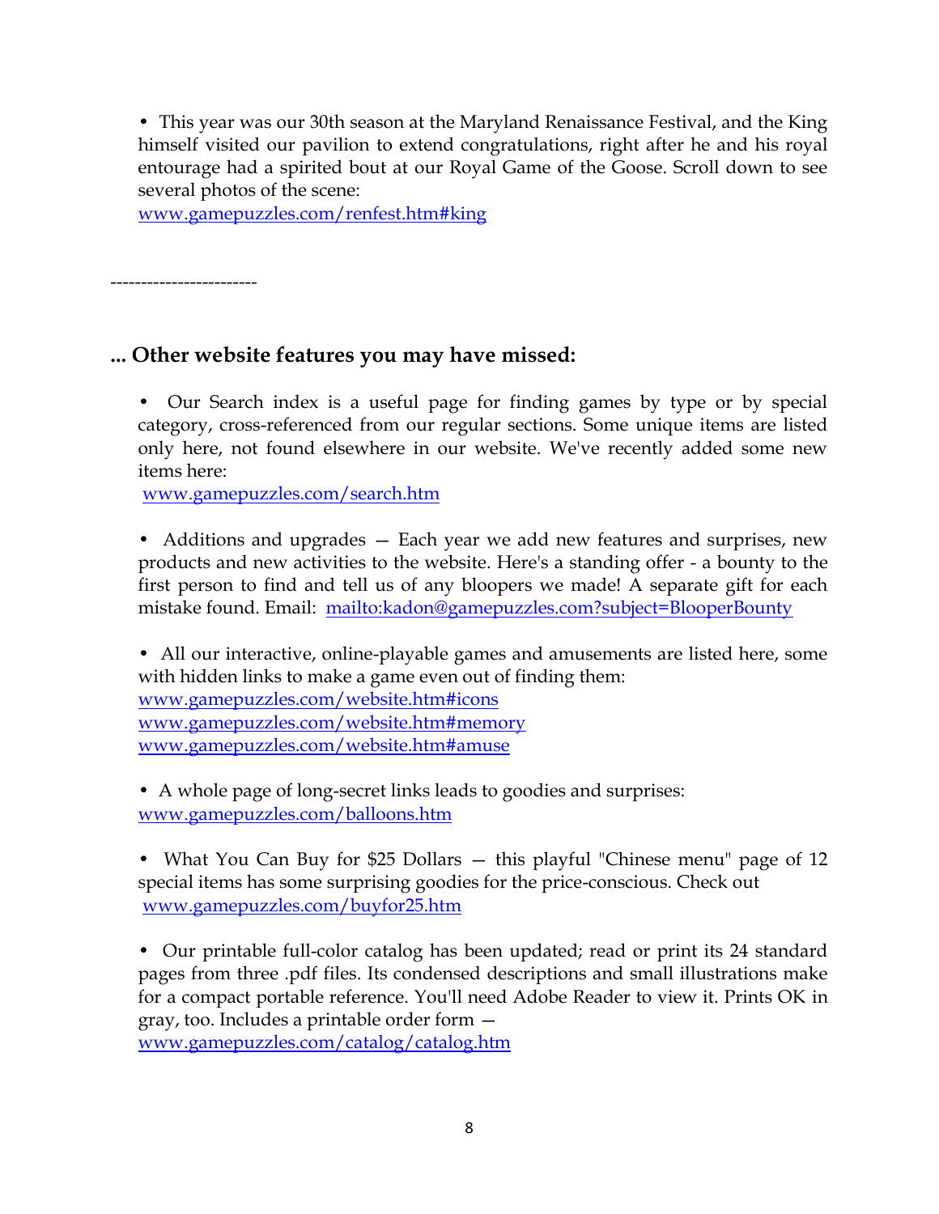- This year was our 30th season at the Maryland Renaissance Festival, and the King himself visited our pavilion to extend congratulations, right after he and his royal entourage had a spirited bout at our Royal Game of the Goose. Scroll down to see several photos of the scene:
www.gamepuzzles.com/renfest.htm#king

-----------------------

## ... Other website features you may have missed:

- Our Search index is a useful page for finding games by type or by special category, cross-referenced from our regular sections. Some unique items are listed only here, not found elsewhere in our website. We've recently added some new items here:
www.gamepuzzles.com/search.htm

- Additions and upgrades — Each year we add new features and surprises, new products and new activities to the website. Here's a standing offer - a bounty to the first person to find and tell us of any bloopers we made! A separate gift for each mistake found. Email: mailto:kadon@gamepuzzles.com?subject=BlooperBounty

- All our interactive, online-playable games and amusements are listed here, some with hidden links to make a game even out of finding them:
www.gamepuzzles.com/website.htm#icons
www.gamepuzzles.com/website.htm#memory
www.gamepuzzles.com/website.htm#amuse

- A whole page of long-secret links leads to goodies and surprises:
www.gamepuzzles.com/balloons.htm

- What You Can Buy for $25 Dollars — this playful "Chinese menu" page of 12 special items has some surprising goodies for the price-conscious. Check out
www.gamepuzzles.com/buyfor25.htm

- Our printable full-color catalog has been updated; read or print its 24 standard pages from three .pdf files. Its condensed descriptions and small illustrations make for a compact portable reference. You'll need Adobe Reader to view it. Prints OK in gray, too. Includes a printable order form —
www.gamepuzzles.com/catalog/catalog.htm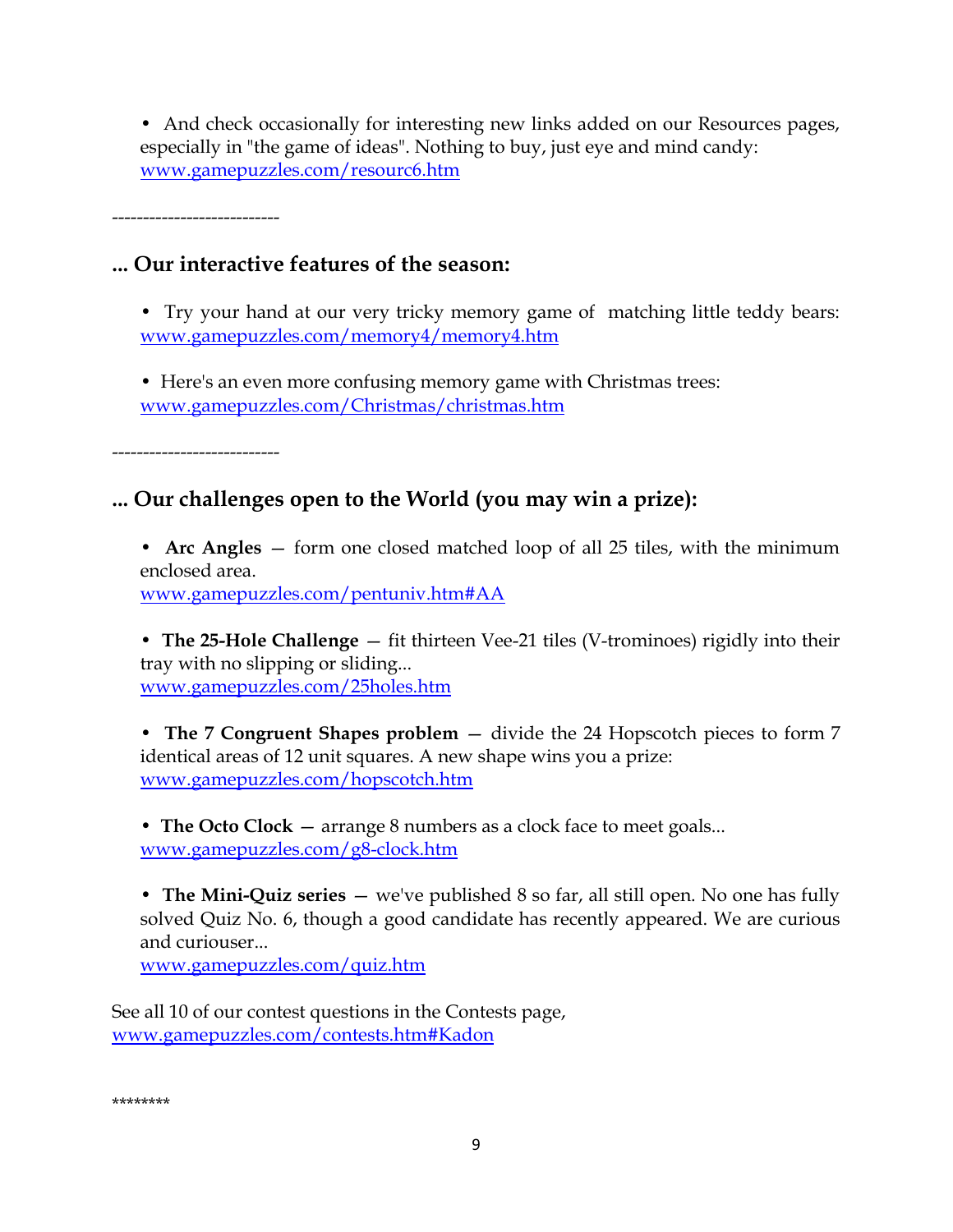- And check occasionally for interesting new links added on our Resources pages, especially in "the game of ideas". Nothing to buy, just eye and mind candy: www.gamepuzzles.com/resourc6.htm

---------------------------

## ... Our interactive features of the season:

- Try your hand at our very tricky memory game of matching little teddy bears: www.gamepuzzles.com/memory4/memory4.htm

- Here's an even more confusing memory game with Christmas trees: www.gamepuzzles.com/Christmas/christmas.htm

---------------------------

## ... Our challenges open to the World (you may win a prize):

- **Arc Angles** — form one closed matched loop of all 25 tiles, with the minimum enclosed area.
  www.gamepuzzles.com/pentuniv.htm#AA

- **The 25-Hole Challenge** — fit thirteen Vee-21 tiles (V-trominoes) rigidly into their tray with no slipping or sliding...
  www.gamepuzzles.com/25holes.htm

- **The 7 Congruent Shapes problem** — divide the 24 Hopscotch pieces to form 7 identical areas of 12 unit squares. A new shape wins you a prize:
  www.gamepuzzles.com/hopscotch.htm

- **The Octo Clock** — arrange 8 numbers as a clock face to meet goals...
  www.gamepuzzles.com/g8-clock.htm

- **The Mini-Quiz series** — we've published 8 so far, all still open. No one has fully solved Quiz No. 6, though a good candidate has recently appeared. We are curious and curiouser...
  www.gamepuzzles.com/quiz.htm

See all 10 of our contest questions in the Contests page,
www.gamepuzzles.com/contests.htm#Kadon

********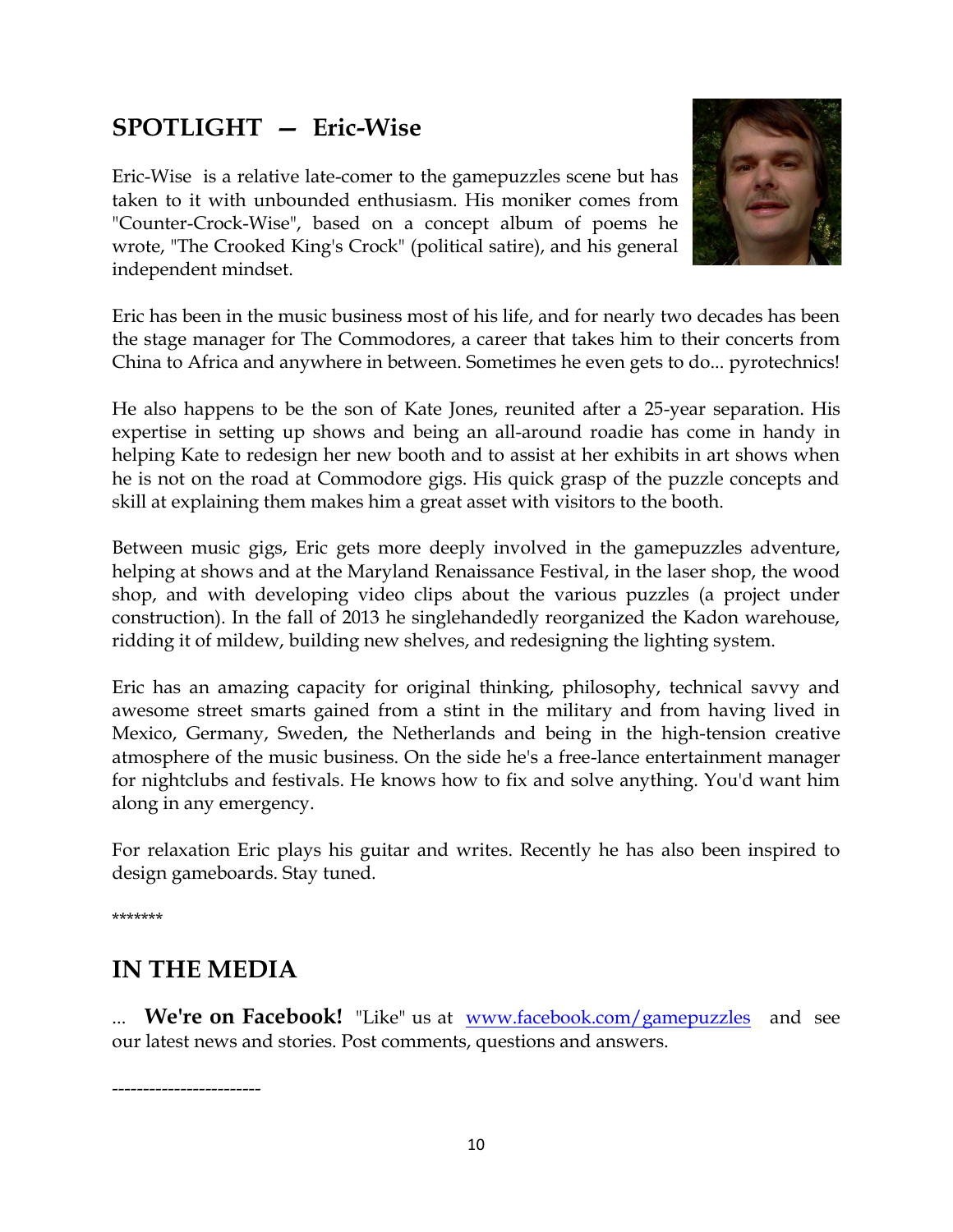## SPOTLIGHT — Eric-Wise

Eric-Wise is a relative late-comer to the gamepuzzles scene but has taken to it with unbounded enthusiasm. His moniker comes from "Counter-Crock-Wise", based on a concept album of poems he wrote, "The Crooked King's Crock" (political satire), and his general independent mindset.

Eric has been in the music business most of his life, and for nearly two decades has been the stage manager for The Commodores, a career that takes him to their concerts from China to Africa and anywhere in between. Sometimes he even gets to do... pyrotechnics!

He also happens to be the son of Kate Jones, reunited after a 25-year separation. His expertise in setting up shows and being an all-around roadie has come in handy in helping Kate to redesign her new booth and to assist at her exhibits in art shows when he is not on the road at Commodore gigs. His quick grasp of the puzzle concepts and skill at explaining them makes him a great asset with visitors to the booth.

Between music gigs, Eric gets more deeply involved in the gamepuzzles adventure, helping at shows and at the Maryland Renaissance Festival, in the laser shop, the wood shop, and with developing video clips about the various puzzles (a project under construction). In the fall of 2013 he singlehandedly reorganized the Kadon warehouse, ridding it of mildew, building new shelves, and redesigning the lighting system.

Eric has an amazing capacity for original thinking, philosophy, technical savvy and awesome street smarts gained from a stint in the military and from having lived in Mexico, Germany, Sweden, the Netherlands and being in the high-tension creative atmosphere of the music business. On the side he's a free-lance entertainment manager for nightclubs and festivals. He knows how to fix and solve anything. You'd want him along in any emergency.

For relaxation Eric plays his guitar and writes. Recently he has also been inspired to design gameboards. Stay tuned.

*******

## IN THE MEDIA

... **We're on Facebook!** "Like" us at [www.facebook.com/gamepuzzles](www.facebook.com/gamepuzzles) and see our latest news and stories. Post comments, questions and answers.

------------------------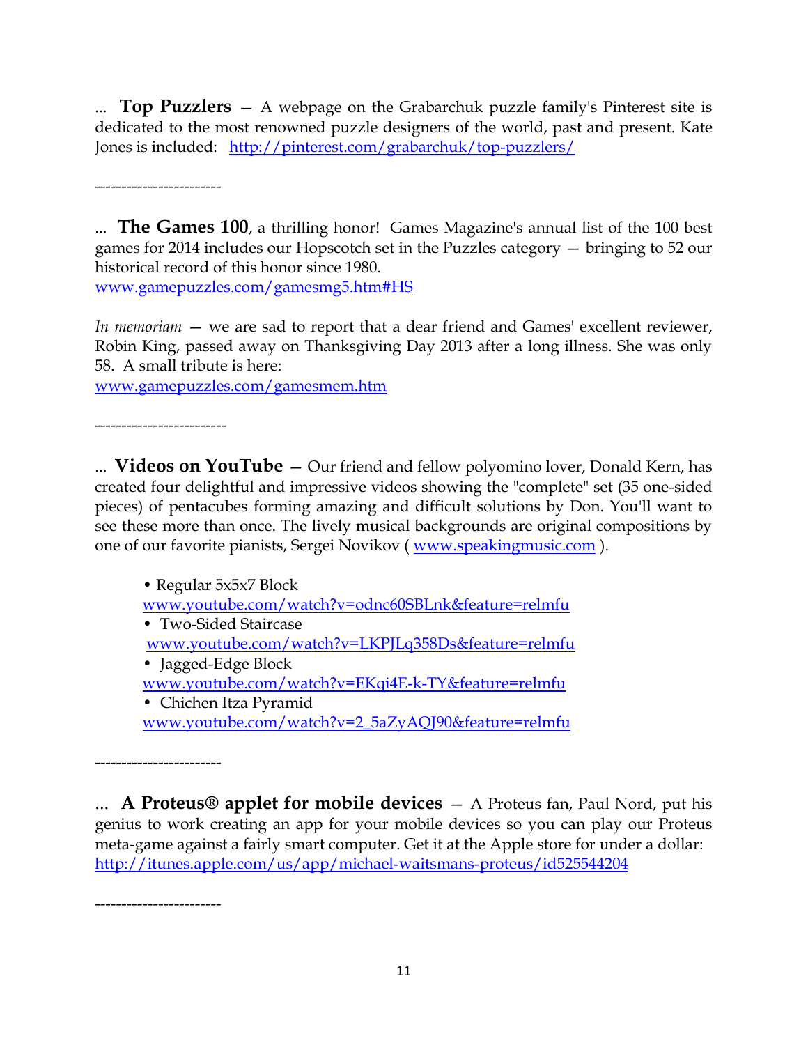... **Top Puzzlers** — A webpage on the Grabarchuk puzzle family's Pinterest site is dedicated to the most renowned puzzle designers of the world, past and present. Kate Jones is included: http://pinterest.com/grabarchuk/top-puzzlers/

------------------------

... **The Games 100**, a thrilling honor! Games Magazine's annual list of the 100 best games for 2014 includes our Hopscotch set in the Puzzles category — bringing to 52 our historical record of this honor since 1980.
www.gamepuzzles.com/gamesmg5.htm#HS

*In memoriam* — we are sad to report that a dear friend and Games' excellent reviewer, Robin King, passed away on Thanksgiving Day 2013 after a long illness. She was only 58. A small tribute is here:
www.gamepuzzles.com/gamesmem.htm

-------------------------

... **Videos on YouTube** — Our friend and fellow polyomino lover, Donald Kern, has created four delightful and impressive videos showing the "complete" set (35 one-sided pieces) of pentacubes forming amazing and difficult solutions by Don. You'll want to see these more than once. The lively musical backgrounds are original compositions by one of our favorite pianists, Sergei Novikov ( www.speakingmusic.com ).

- Regular 5x5x7 Block
  www.youtube.com/watch?v=odnc60SBLnk&feature=relmfu
- Two-Sided Staircase
  www.youtube.com/watch?v=LKPJLq358Ds&feature=relmfu
- Jagged-Edge Block
  www.youtube.com/watch?v=EKqi4E-k-TY&feature=relmfu
- Chichen Itza Pyramid
  www.youtube.com/watch?v=2_5aZyAQJ90&feature=relmfu

------------------------

... **A Proteus® applet for mobile devices** — A Proteus fan, Paul Nord, put his genius to work creating an app for your mobile devices so you can play our Proteus meta-game against a fairly smart computer. Get it at the Apple store for under a dollar:
http://itunes.apple.com/us/app/michael-waitsmans-proteus/id525544204

------------------------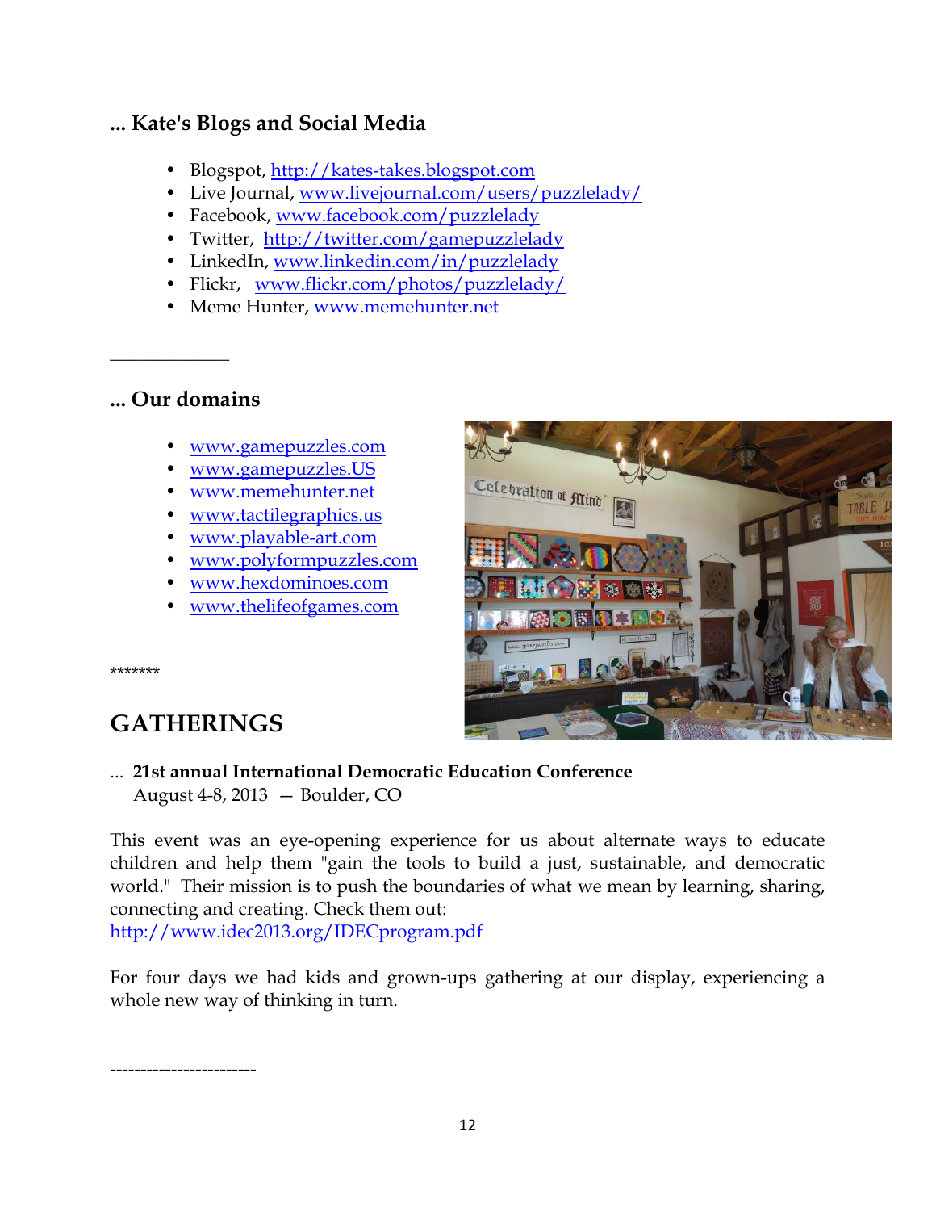### ... Kate's Blogs and Social Media

- Blogspot, http://kates-takes.blogspot.com
- Live Journal, www.livejournal.com/users/puzzlelady/
- Facebook, www.facebook.com/puzzlelady
- Twitter, http://twitter.com/gamepuzzlelady
- LinkedIn, www.linkedin.com/in/puzzlelady
- Flickr, www.flickr.com/photos/puzzlelady/
- Meme Hunter, www.memehunter.net

____________

### ... Our domains

- www.gamepuzzles.com
- www.gamepuzzles.US
- www.memehunter.net
- www.tactilegraphics.us
- www.playable-art.com
- www.polyformpuzzles.com
- www.hexdominoes.com
- www.thelifeofgames.com

*******

## GATHERINGS

... **21st annual International Democratic Education Conference**
August 4-8, 2013 — Boulder, CO

This event was an eye-opening experience for us about alternate ways to educate children and help them "gain the tools to build a just, sustainable, and democratic world." Their mission is to push the boundaries of what we mean by learning, sharing, connecting and creating. Check them out:
http://www.idec2013.org/IDECprogram.pdf

For four days we had kids and grown-ups gathering at our display, experiencing a whole new way of thinking in turn.

-----------------------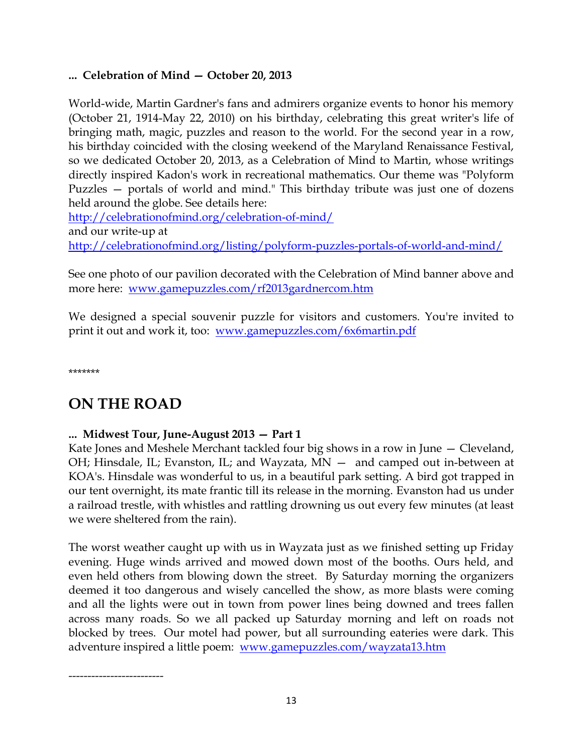**... Celebration of Mind — October 20, 2013**

World-wide, Martin Gardner's fans and admirers organize events to honor his memory (October 21, 1914-May 22, 2010) on his birthday, celebrating this great writer's life of bringing math, magic, puzzles and reason to the world. For the second year in a row, his birthday coincided with the closing weekend of the Maryland Renaissance Festival, so we dedicated October 20, 2013, as a Celebration of Mind to Martin, whose writings directly inspired Kadon's work in recreational mathematics. Our theme was "Polyform Puzzles — portals of world and mind." This birthday tribute was just one of dozens held around the globe. See details here:
http://celebrationofmind.org/celebration-of-mind/
and our write-up at
http://celebrationofmind.org/listing/polyform-puzzles-portals-of-world-and-mind/

See one photo of our pavilion decorated with the Celebration of Mind banner above and more here: www.gamepuzzles.com/rf2013gardnercom.htm

We designed a special souvenir puzzle for visitors and customers. You're invited to print it out and work it, too: www.gamepuzzles.com/6x6martin.pdf

*******

# ON THE ROAD

**... Midwest Tour, June-August 2013 — Part 1**

Kate Jones and Meshele Merchant tackled four big shows in a row in June — Cleveland, OH; Hinsdale, IL; Evanston, IL; and Wayzata, MN — and camped out in-between at KOA's. Hinsdale was wonderful to us, in a beautiful park setting. A bird got trapped in our tent overnight, its mate frantic till its release in the morning. Evanston had us under a railroad trestle, with whistles and rattling drowning us out every few minutes (at least we were sheltered from the rain).

The worst weather caught up with us in Wayzata just as we finished setting up Friday evening. Huge winds arrived and mowed down most of the booths. Ours held, and even held others from blowing down the street. By Saturday morning the organizers deemed it too dangerous and wisely cancelled the show, as more blasts were coming and all the lights were out in town from power lines being downed and trees fallen across many roads. So we all packed up Saturday morning and left on roads not blocked by trees. Our motel had power, but all surrounding eateries were dark. This adventure inspired a little poem: www.gamepuzzles.com/wayzata13.htm

-------------------------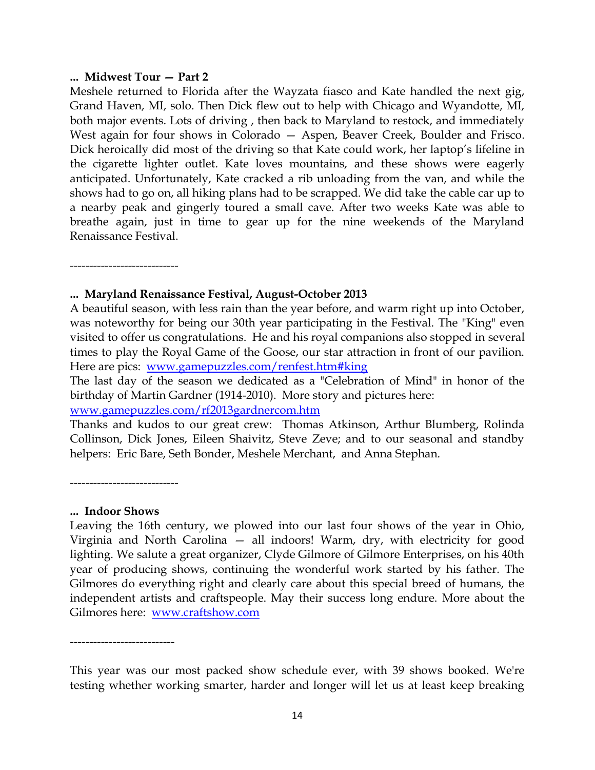**... Midwest Tour — Part 2**

Meshele returned to Florida after the Wayzata fiasco and Kate handled the next gig, Grand Haven, MI, solo. Then Dick flew out to help with Chicago and Wyandotte, MI, both major events. Lots of driving , then back to Maryland to restock, and immediately West again for four shows in Colorado — Aspen, Beaver Creek, Boulder and Frisco. Dick heroically did most of the driving so that Kate could work, her laptop's lifeline in the cigarette lighter outlet. Kate loves mountains, and these shows were eagerly anticipated. Unfortunately, Kate cracked a rib unloading from the van, and while the shows had to go on, all hiking plans had to be scrapped. We did take the cable car up to a nearby peak and gingerly toured a small cave. After two weeks Kate was able to breathe again, just in time to gear up for the nine weekends of the Maryland Renaissance Festival.

----------------------------

**... Maryland Renaissance Festival, August-October 2013**

A beautiful season, with less rain than the year before, and warm right up into October, was noteworthy for being our 30th year participating in the Festival. The "King" even visited to offer us congratulations. He and his royal companions also stopped in several times to play the Royal Game of the Goose, our star attraction in front of our pavilion. Here are pics: [www.gamepuzzles.com/renfest.htm#king](www.gamepuzzles.com/renfest.htm#king)

The last day of the season we dedicated as a "Celebration of Mind" in honor of the birthday of Martin Gardner (1914-2010). More story and pictures here: [www.gamepuzzles.com/rf2013gardnercom.htm](www.gamepuzzles.com/rf2013gardnercom.htm)

Thanks and kudos to our great crew: Thomas Atkinson, Arthur Blumberg, Rolinda Collinson, Dick Jones, Eileen Shaivitz, Steve Zeve; and to our seasonal and standby helpers: Eric Bare, Seth Bonder, Meshele Merchant, and Anna Stephan.

----------------------------

**... Indoor Shows**

Leaving the 16th century, we plowed into our last four shows of the year in Ohio, Virginia and North Carolina — all indoors! Warm, dry, with electricity for good lighting. We salute a great organizer, Clyde Gilmore of Gilmore Enterprises, on his 40th year of producing shows, continuing the wonderful work started by his father. The Gilmores do everything right and clearly care about this special breed of humans, the independent artists and craftspeople. May their success long endure. More about the Gilmores here: [www.craftshow.com](www.craftshow.com)

---------------------------

This year was our most packed show schedule ever, with 39 shows booked. We're testing whether working smarter, harder and longer will let us at least keep breaking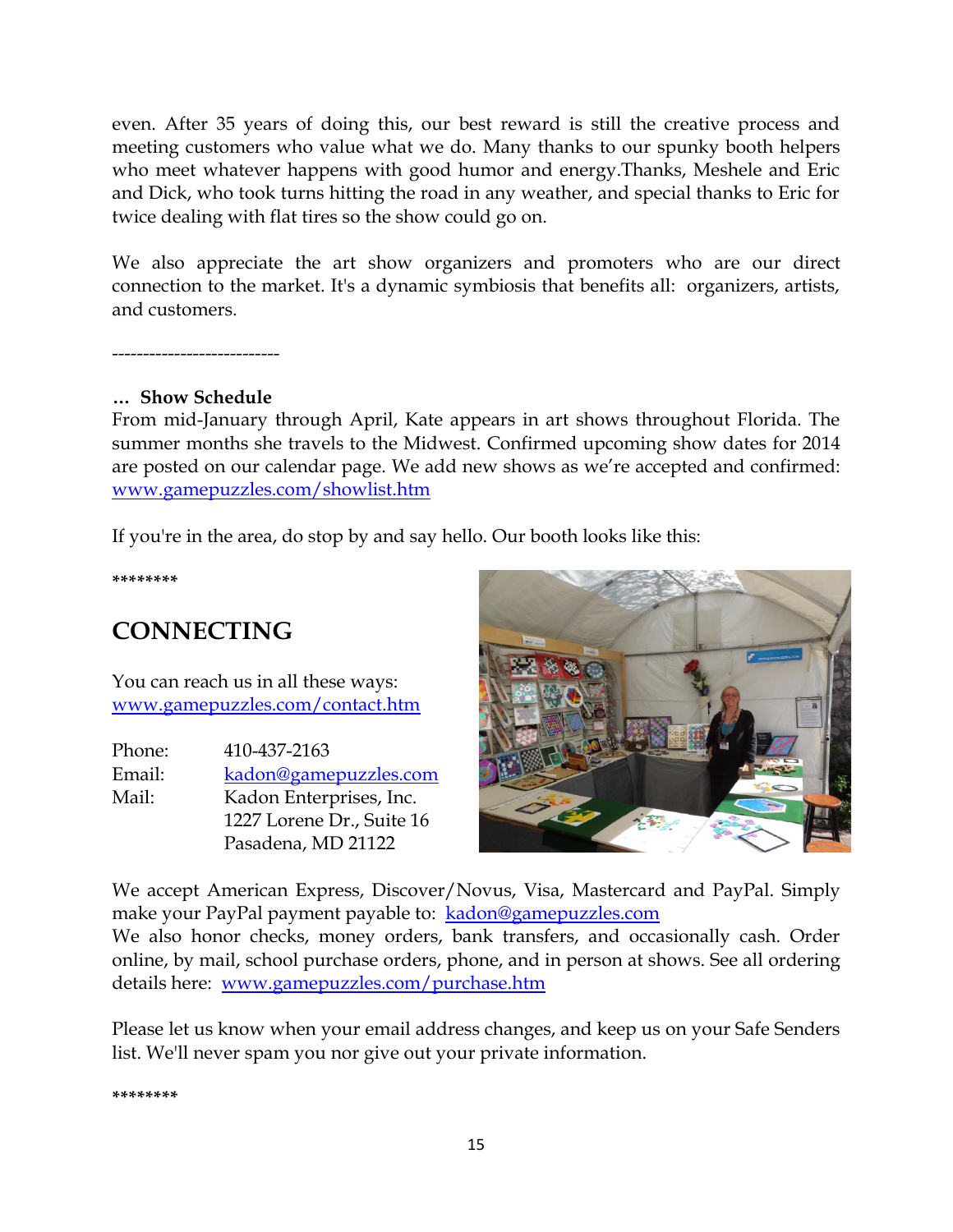even. After 35 years of doing this, our best reward is still the creative process and meeting customers who value what we do. Many thanks to our spunky booth helpers who meet whatever happens with good humor and energy.Thanks, Meshele and Eric and Dick, who took turns hitting the road in any weather, and special thanks to Eric for twice dealing with flat tires so the show could go on.

We also appreciate the art show organizers and promoters who are our direct connection to the market. It's a dynamic symbiosis that benefits all: organizers, artists, and customers.

--------------------------

**… Show Schedule**
From mid-January through April, Kate appears in art shows throughout Florida. The summer months she travels to the Midwest. Confirmed upcoming show dates for 2014 are posted on our calendar page. We add new shows as we're accepted and confirmed: www.gamepuzzles.com/showlist.htm

If you're in the area, do stop by and say hello. Our booth looks like this:

********

## CONNECTING

You can reach us in all these ways:
www.gamepuzzles.com/contact.htm

Phone: 410-437-2163
Email: kadon@gamepuzzles.com
Mail: Kadon Enterprises, Inc.
1227 Lorene Dr., Suite 16
Pasadena, MD 21122

We accept American Express, Discover/Novus, Visa, Mastercard and PayPal. Simply make your PayPal payment payable to: kadon@gamepuzzles.com
We also honor checks, money orders, bank transfers, and occasionally cash. Order online, by mail, school purchase orders, phone, and in person at shows. See all ordering details here: www.gamepuzzles.com/purchase.htm

Please let us know when your email address changes, and keep us on your Safe Senders list. We'll never spam you nor give out your private information.

********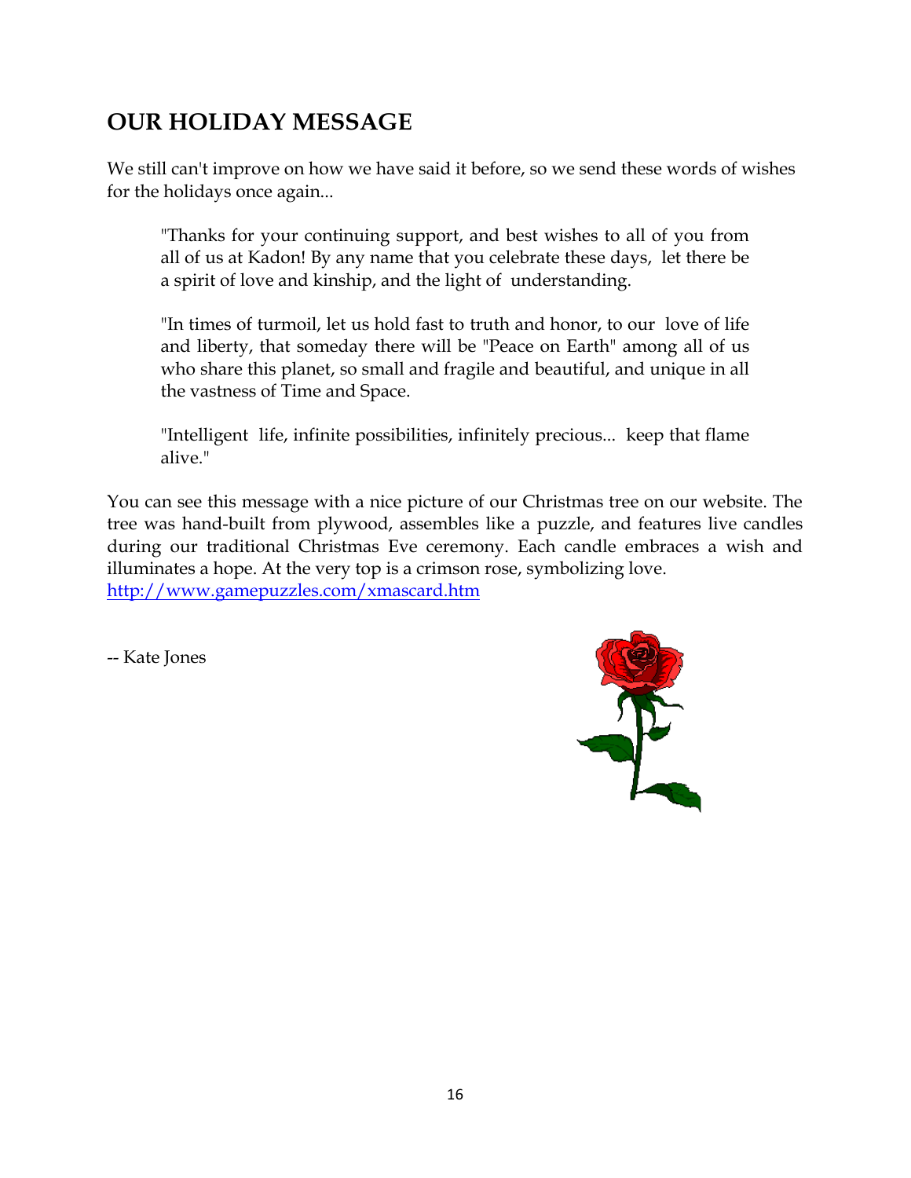## OUR HOLIDAY MESSAGE

We still can't improve on how we have said it before, so we send these words of wishes for the holidays once again...

> "Thanks for your continuing support, and best wishes to all of you from all of us at Kadon! By any name that you celebrate these days, let there be a spirit of love and kinship, and the light of understanding.
>
> "In times of turmoil, let us hold fast to truth and honor, to our love of life and liberty, that someday there will be "Peace on Earth" among all of us who share this planet, so small and fragile and beautiful, and unique in all the vastness of Time and Space.
>
> "Intelligent life, infinite possibilities, infinitely precious... keep that flame alive."

You can see this message with a nice picture of our Christmas tree on our website. The tree was hand-built from plywood, assembles like a puzzle, and features live candles during our traditional Christmas Eve ceremony. Each candle embraces a wish and illuminates a hope. At the very top is a crimson rose, symbolizing love. [http://www.gamepuzzles.com/xmascard.htm](http://www.gamepuzzles.com/xmascard.htm)

-- Kate Jones